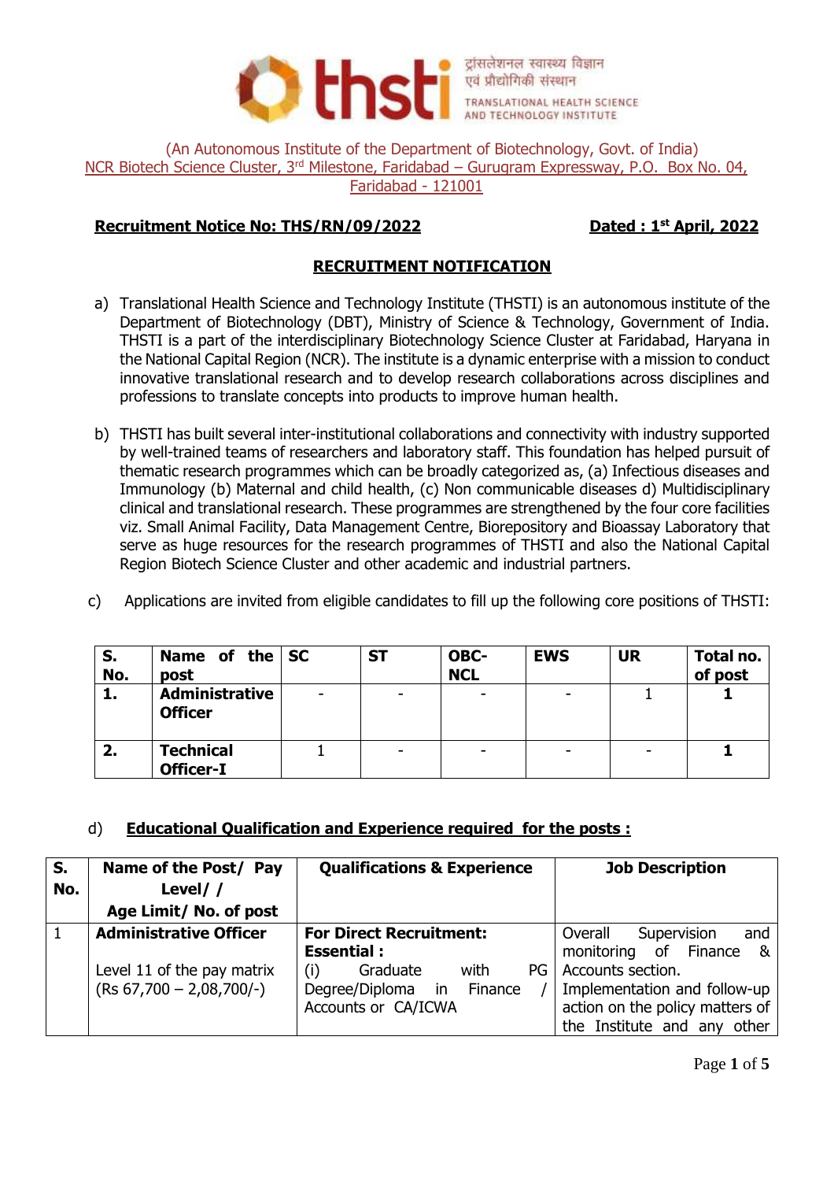थीएसटीआई ट्रांसलेशनल स्वास्थ्य विज्ञान एवं प्रौद्योगिकी संस्थान

thsti TRANSLATIONAL HEALTH SCIENCE AND TECHNOLOGY INSTITUTE

(An Autonomous Institute of the Department of Biotechnology, Govt. of India)
NCR Biotech Science Cluster, 3rd Milestone, Faridabad – Gurugram Expressway, P.O. Box No. 04, Faridabad - 121001

**Recruitment Notice No: THS/RN/09/2022** **Dated : 1st April, 2022**

## RECRUITMENT NOTIFICATION

a) Translational Health Science and Technology Institute (THSTI) is an autonomous institute of the Department of Biotechnology (DBT), Ministry of Science & Technology, Government of India. THSTI is a part of the interdisciplinary Biotechnology Science Cluster at Faridabad, Haryana in the National Capital Region (NCR). The institute is a dynamic enterprise with a mission to conduct innovative translational research and to develop research collaborations across disciplines and professions to translate concepts into products to improve human health.

b) THSTI has built several inter-institutional collaborations and connectivity with industry supported by well-trained teams of researchers and laboratory staff. This foundation has helped pursuit of thematic research programmes which can be broadly categorized as, (a) Infectious diseases and Immunology (b) Maternal and child health, (c) Non communicable diseases d) Multidisciplinary clinical and translational research. These programmes are strengthened by the four core facilities viz. Small Animal Facility, Data Management Centre, Biorepository and Bioassay Laboratory that serve as huge resources for the research programmes of THSTI and also the National Capital Region Biotech Science Cluster and other academic and industrial partners.

c) Applications are invited from eligible candidates to fill up the following core positions of THSTI:

| S. No. | Name of the post | SC | ST | OBC-NCL | EWS | UR | Total no. of post |
|---|---|---|---|---|---|---|---|
| **1.** | **Administrative Officer** | - | - | - | - | 1 | **1** |
| **2.** | **Technical Officer-I** | 1 | - | - | - | - | **1** |

d) **Educational Qualification and Experience required for the posts :**

| S. No. | Name of the Post/ Pay Level/ / Age Limit/ No. of post | Qualifications & Experience | Job Description |
|---|---|---|---|
| 1 | **Administrative Officer**<br><br>Level 11 of the pay matrix (Rs 67,700 – 2,08,700/-) | **For Direct Recruitment:**<br>**Essential :**<br>(i) Graduate with PG Degree/Diploma in Finance / Accounts or CA/ICWA | Overall Supervision and monitoring of Finance & Accounts section.<br>Implementation and follow-up action on the policy matters of the Institute and any other |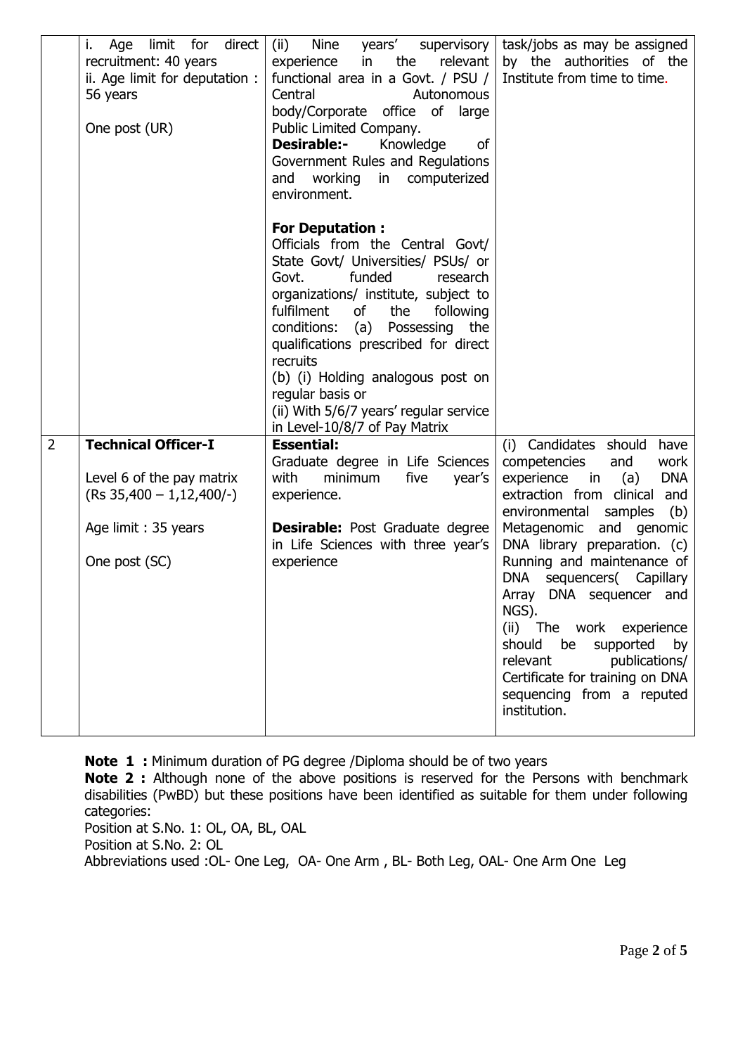| | | | |
|---|---|---|---|
| | i. Age limit for direct recruitment: 40 years<br>ii. Age limit for deputation : 56 years<br><br>One post (UR) | (ii) Nine years' supervisory experience in the relevant functional area in a Govt. / PSU / Central Autonomous body/Corporate office of large Public Limited Company.<br>**Desirable:-** Knowledge of Government Rules and Regulations and working in computerized environment.<br><br>**For Deputation :**<br>Officials from the Central Govt/ State Govt/ Universities/ PSUs/ or Govt. funded research organizations/ institute, subject to fulfilment of the following conditions: (a) Possessing the qualifications prescribed for direct recruits<br>(b) (i) Holding analogous post on regular basis or<br>(ii) With 5/6/7 years' regular service in Level-10/8/7 of Pay Matrix | task/jobs as may be assigned by the authorities of the Institute from time to time. |
| 2 | **Technical Officer-I**<br><br>Level 6 of the pay matrix (Rs 35,400 – 1,12,400/-)<br><br>Age limit : 35 years<br><br>One post (SC) | **Essential:**<br>Graduate degree in Life Sciences with minimum five year's experience.<br><br>**Desirable:** Post Graduate degree in Life Sciences with three year's experience | (i) Candidates should have competencies and work experience in (a) DNA extraction from clinical and environmental samples (b) Metagenomic and genomic DNA library preparation. (c) Running and maintenance of DNA sequencers( Capillary Array DNA sequencer and NGS).<br>(ii) The work experience should be supported by relevant publications/ Certificate for training on DNA sequencing from a reputed institution. |

**Note 1 :** Minimum duration of PG degree /Diploma should be of two years

**Note 2 :** Although none of the above positions is reserved for the Persons with benchmark disabilities (PwBD) but these positions have been identified as suitable for them under following categories:

Position at S.No. 1: OL, OA, BL, OAL

Position at S.No. 2: OL

Abbreviations used :OL- One Leg, OA- One Arm , BL- Both Leg, OAL- One Arm One Leg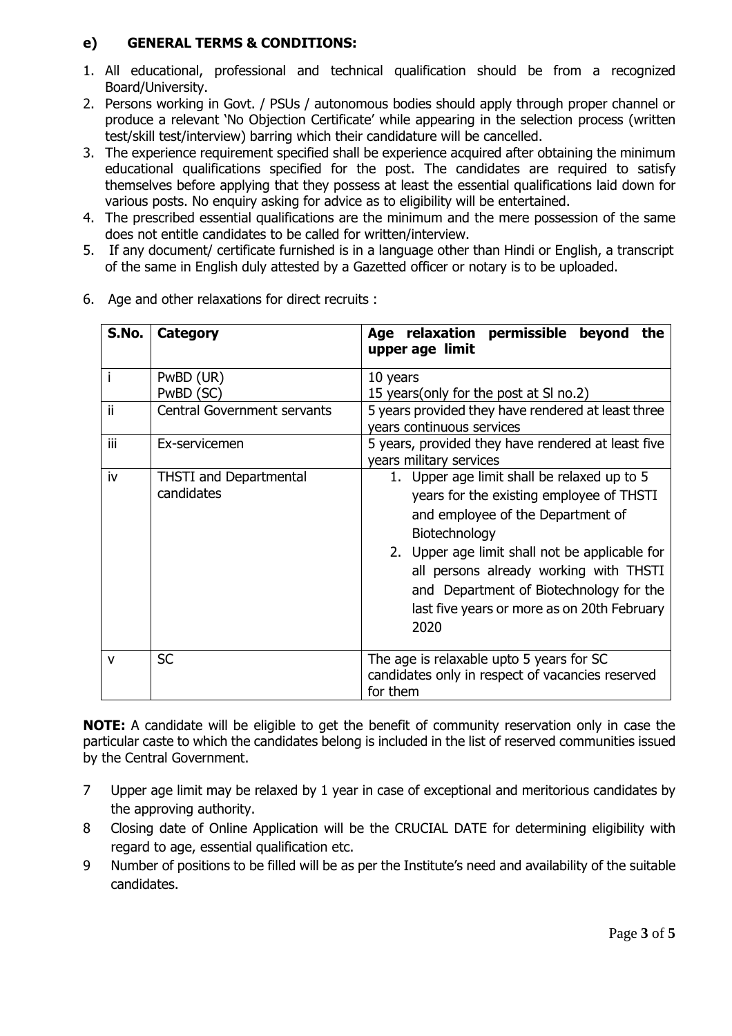## e) GENERAL TERMS & CONDITIONS:

1. All educational, professional and technical qualification should be from a recognized Board/University.
2. Persons working in Govt. / PSUs / autonomous bodies should apply through proper channel or produce a relevant 'No Objection Certificate' while appearing in the selection process (written test/skill test/interview) barring which their candidature will be cancelled.
3. The experience requirement specified shall be experience acquired after obtaining the minimum educational qualifications specified for the post. The candidates are required to satisfy themselves before applying that they possess at least the essential qualifications laid down for various posts. No enquiry asking for advice as to eligibility will be entertained.
4. The prescribed essential qualifications are the minimum and the mere possession of the same does not entitle candidates to be called for written/interview.
5. If any document/ certificate furnished is in a language other than Hindi or English, a transcript of the same in English duly attested by a Gazetted officer or notary is to be uploaded.
6. Age and other relaxations for direct recruits :

| S.No. | Category | Age relaxation permissible beyond the upper age limit |
|---|---|---|
| i | PwBD (UR)<br>PwBD (SC) | 10 years<br>15 years(only for the post at Sl no.2) |
| ii | Central Government servants | 5 years provided they have rendered at least three years continuous services |
| iii | Ex-servicemen | 5 years, provided they have rendered at least five years military services |
| iv | THSTI and Departmental candidates | 1. Upper age limit shall be relaxed up to 5 years for the existing employee of THSTI and employee of the Department of Biotechnology<br>2. Upper age limit shall not be applicable for all persons already working with THSTI and Department of Biotechnology for the last five years or more as on 20th February 2020 |
| v | SC | The age is relaxable upto 5 years for SC candidates only in respect of vacancies reserved for them |

**NOTE:** A candidate will be eligible to get the benefit of community reservation only in case the particular caste to which the candidates belong is included in the list of reserved communities issued by the Central Government.

7. Upper age limit may be relaxed by 1 year in case of exceptional and meritorious candidates by the approving authority.
8. Closing date of Online Application will be the CRUCIAL DATE for determining eligibility with regard to age, essential qualification etc.
9. Number of positions to be filled will be as per the Institute's need and availability of the suitable candidates.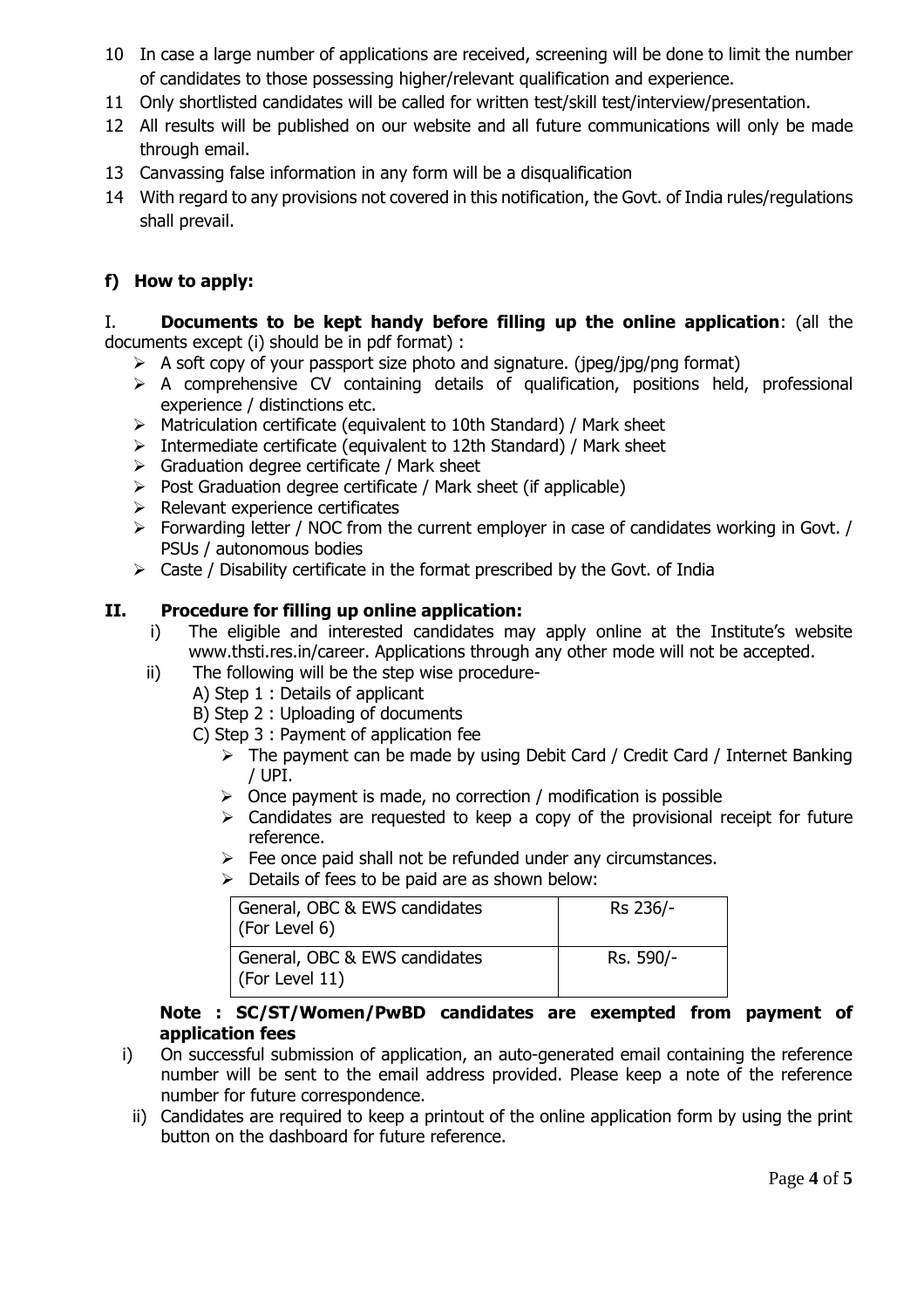10 In case a large number of applications are received, screening will be done to limit the number of candidates to those possessing higher/relevant qualification and experience.
11 Only shortlisted candidates will be called for written test/skill test/interview/presentation.
12 All results will be published on our website and all future communications will only be made through email.
13 Canvassing false information in any form will be a disqualification
14 With regard to any provisions not covered in this notification, the Govt. of India rules/regulations shall prevail.

## f) How to apply:

I. **Documents to be kept handy before filling up the online application**: (all the documents except (i) should be in pdf format) :

- A soft copy of your passport size photo and signature. (jpeg/jpg/png format)
- A comprehensive CV containing details of qualification, positions held, professional experience / distinctions etc.
- Matriculation certificate (equivalent to 10th Standard) / Mark sheet
- Intermediate certificate (equivalent to 12th Standard) / Mark sheet
- Graduation degree certificate / Mark sheet
- Post Graduation degree certificate / Mark sheet (if applicable)
- Relevant experience certificates
- Forwarding letter / NOC from the current employer in case of candidates working in Govt. / PSUs / autonomous bodies
- Caste / Disability certificate in the format prescribed by the Govt. of India

### II. Procedure for filling up online application:

i) The eligible and interested candidates may apply online at the Institute's website www.thsti.res.in/career. Applications through any other mode will not be accepted.

ii) The following will be the step wise procedure-

A) Step 1 : Details of applicant
B) Step 2 : Uploading of documents
C) Step 3 : Payment of application fee

- The payment can be made by using Debit Card / Credit Card / Internet Banking / UPI.
- Once payment is made, no correction / modification is possible
- Candidates are requested to keep a copy of the provisional receipt for future reference.
- Fee once paid shall not be refunded under any circumstances.
- Details of fees to be paid are as shown below:

| General, OBC & EWS candidates (For Level 6) | Rs 236/- |
|---|---|
| General, OBC & EWS candidates (For Level 11) | Rs. 590/- |

**Note : SC/ST/Women/PwBD candidates are exempted from payment of application fees**

i) On successful submission of application, an auto-generated email containing the reference number will be sent to the email address provided. Please keep a note of the reference number for future correspondence.

ii) Candidates are required to keep a printout of the online application form by using the print button on the dashboard for future reference.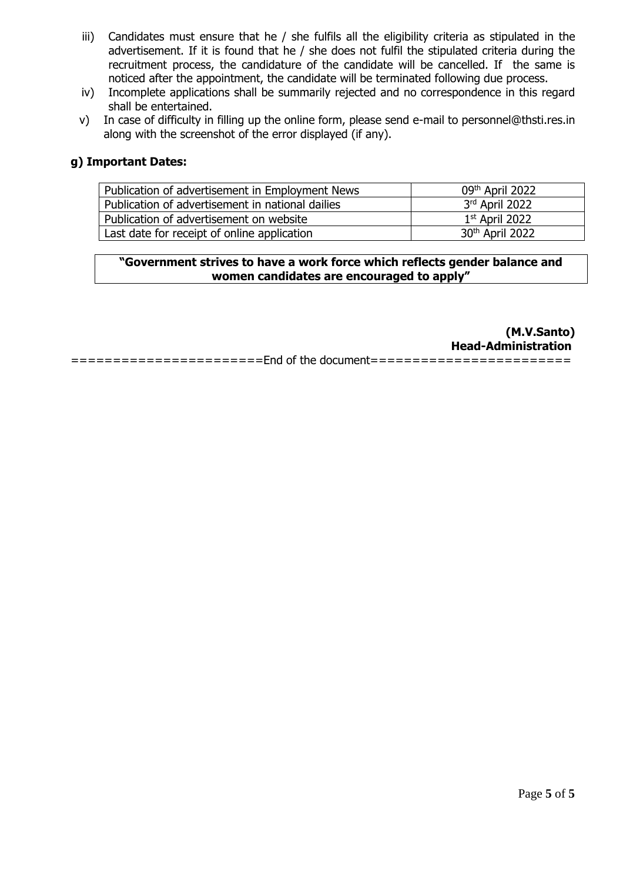iii) Candidates must ensure that he / she fulfils all the eligibility criteria as stipulated in the advertisement. If it is found that he / she does not fulfil the stipulated criteria during the recruitment process, the candidature of the candidate will be cancelled. If the same is noticed after the appointment, the candidate will be terminated following due process.

iv) Incomplete applications shall be summarily rejected and no correspondence in this regard shall be entertained.

v) In case of difficulty in filling up the online form, please send e-mail to personnel@thsti.res.in along with the screenshot of the error displayed (if any).

**g) Important Dates:**

| | |
|---|---|
| Publication of advertisement in Employment News | 09th April 2022 |
| Publication of advertisement in national dailies | 3rd April 2022 |
| Publication of advertisement on website | 1st April 2022 |
| Last date for receipt of online application | 30th April 2022 |

**"Government strives to have a work force which reflects gender balance and women candidates are encouraged to apply"**

**(M.V.Santo)**
**Head-Administration**

======================End of the document======================